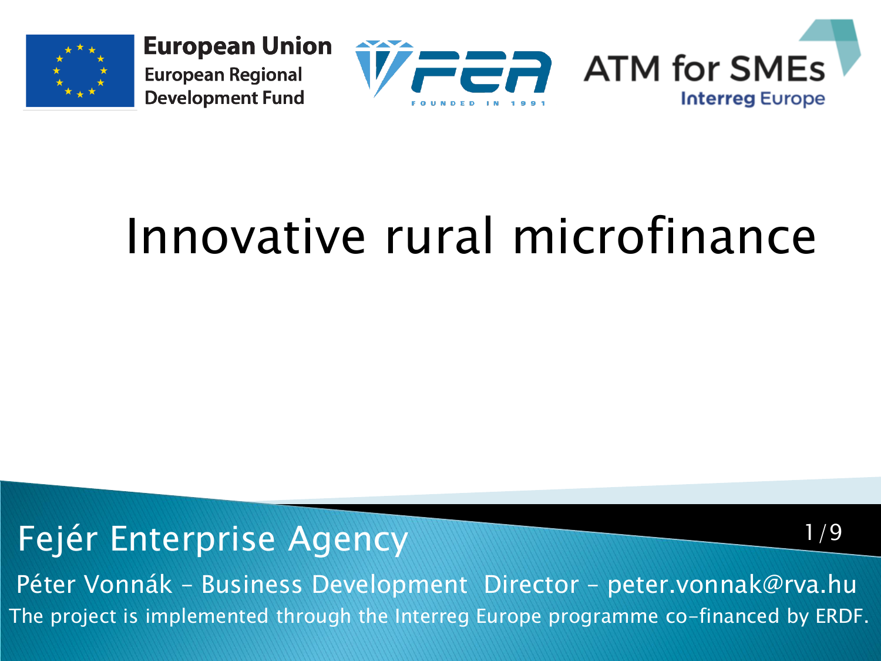European Union
European Regional Development Fund

FEA – FOUNDED IN 1991

ATM for SMEs
Interreg Europe

# Innovative rural microfinance

Fejér Enterprise Agency

Péter Vonnák – Business Development Director – peter.vonnak@rva.hu

The project is implemented through the Interreg Europe programme co-financed by ERDF.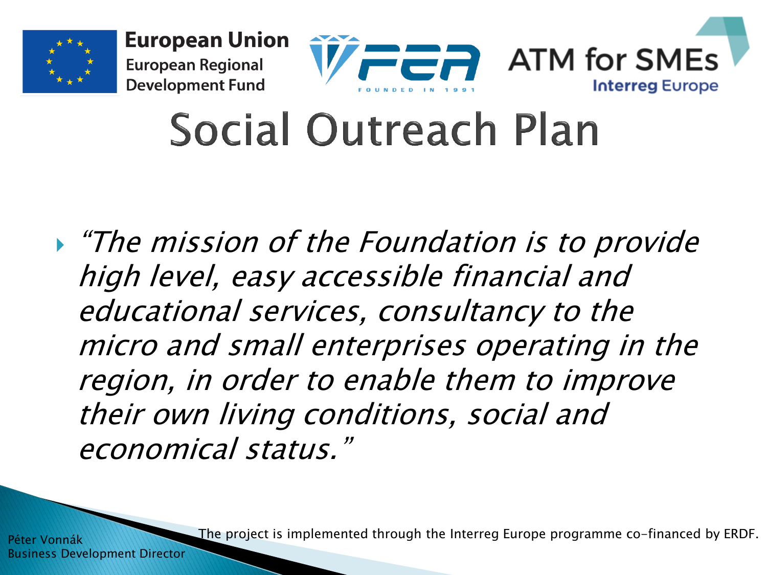European Union
European Regional Development Fund

ATM for SMEs
Interreg Europe

# Social Outreach Plan

- *"The mission of the Foundation is to provide high level, easy accessible financial and educational services, consultancy to the micro and small enterprises operating in the region, in order to enable them to improve their own living conditions, social and economical status."*

Péter Vonnák
Business Development Director

The project is implemented through the Interreg Europe programme co-financed by ERDF.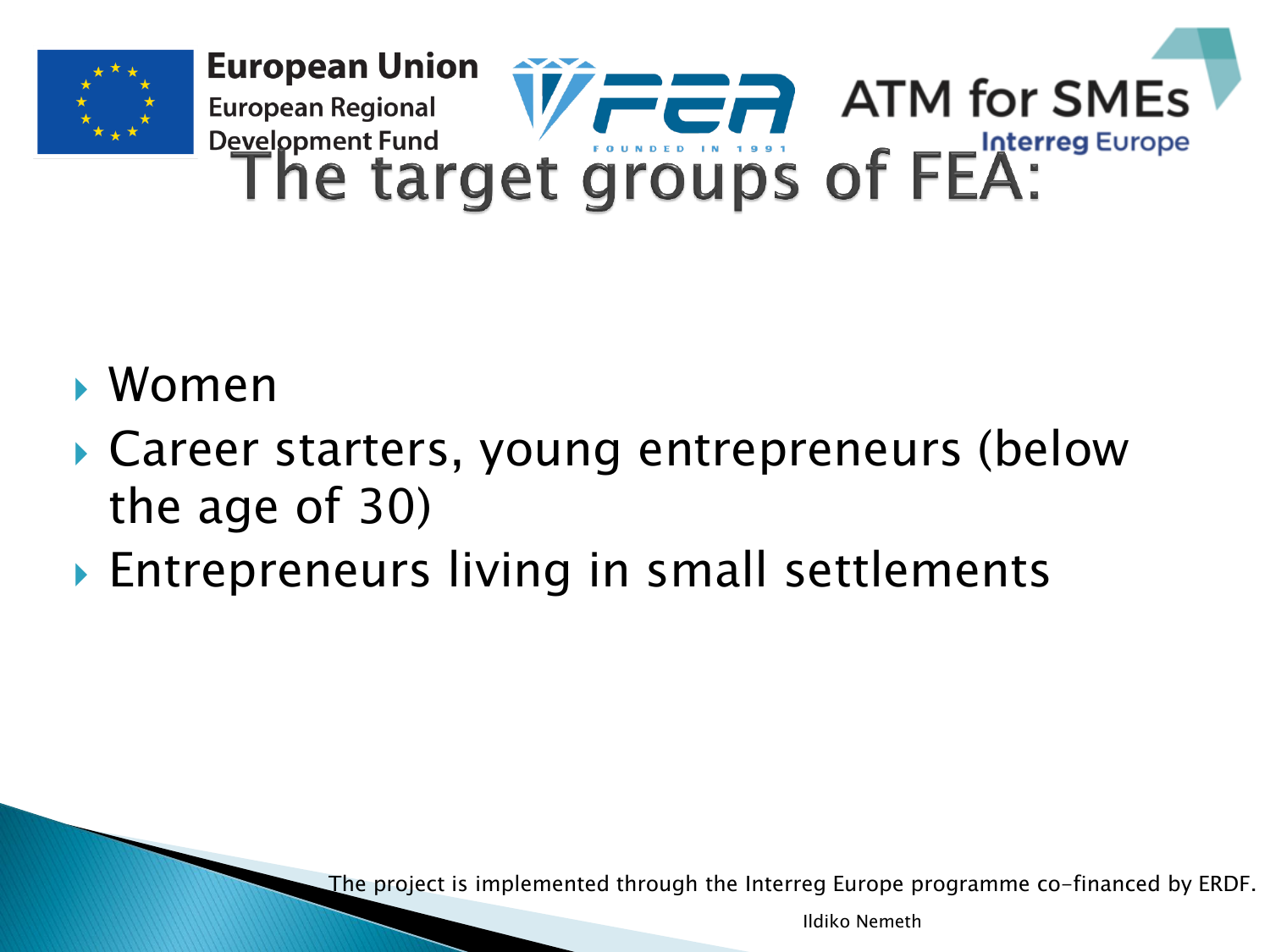# The target groups of FEA:

- Women
- Career starters, young entrepreneurs (below the age of 30)
- Entrepreneurs living in small settlements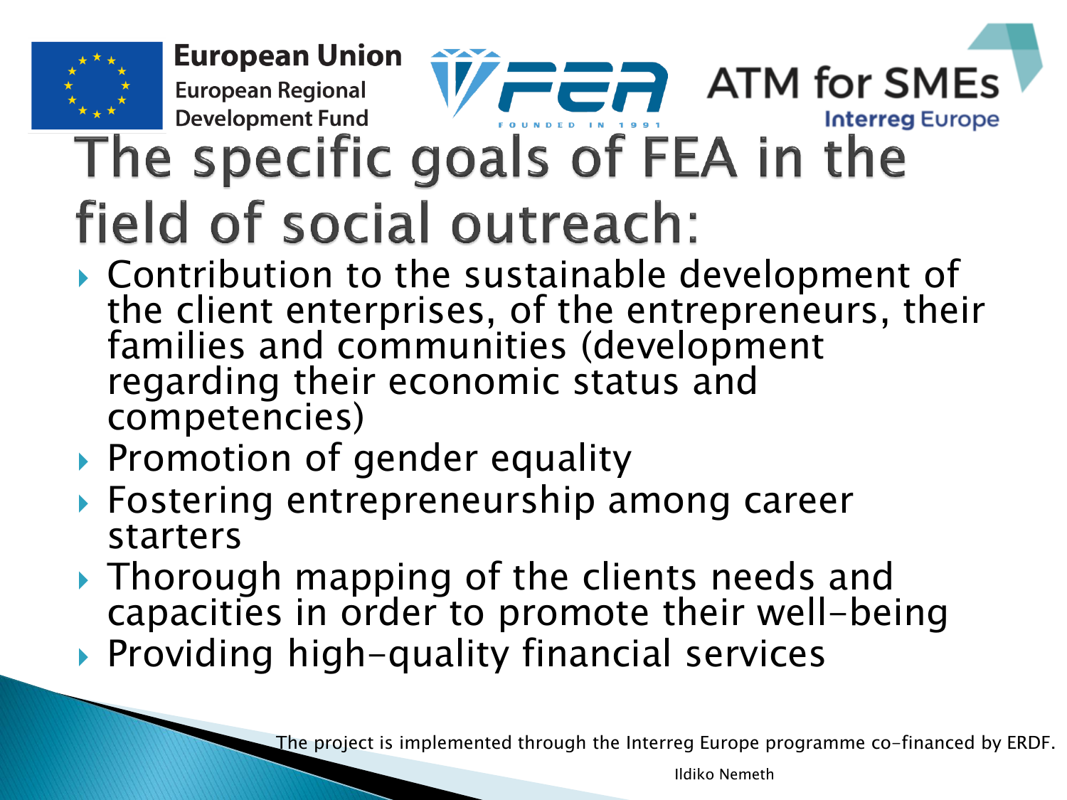# The specific goals of FEA in the field of social outreach:

- Contribution to the sustainable development of the client enterprises, of the entrepreneurs, their families and communities (development regarding their economic status and competencies)
- Promotion of gender equality
- Fostering entrepreneurship among career starters
- Thorough mapping of the clients needs and capacities in order to promote their well-being
- Providing high-quality financial services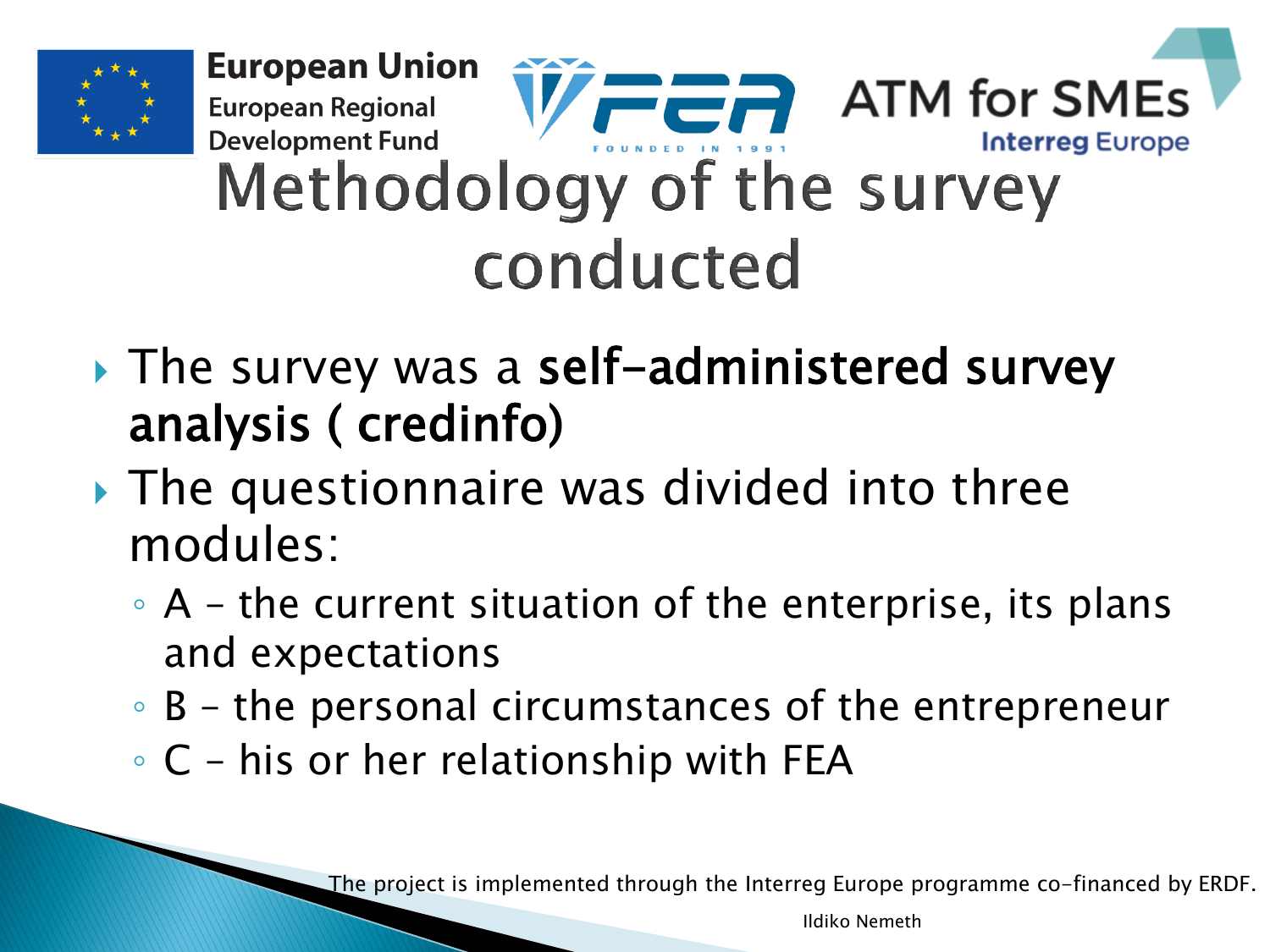# Methodology of the survey conducted

- The survey was a **self-administered survey analysis ( credinfo)**
- The questionnaire was divided into three modules:
  - A – the current situation of the enterprise, its plans and expectations
  - B – the personal circumstances of the entrepreneur
  - C – his or her relationship with FEA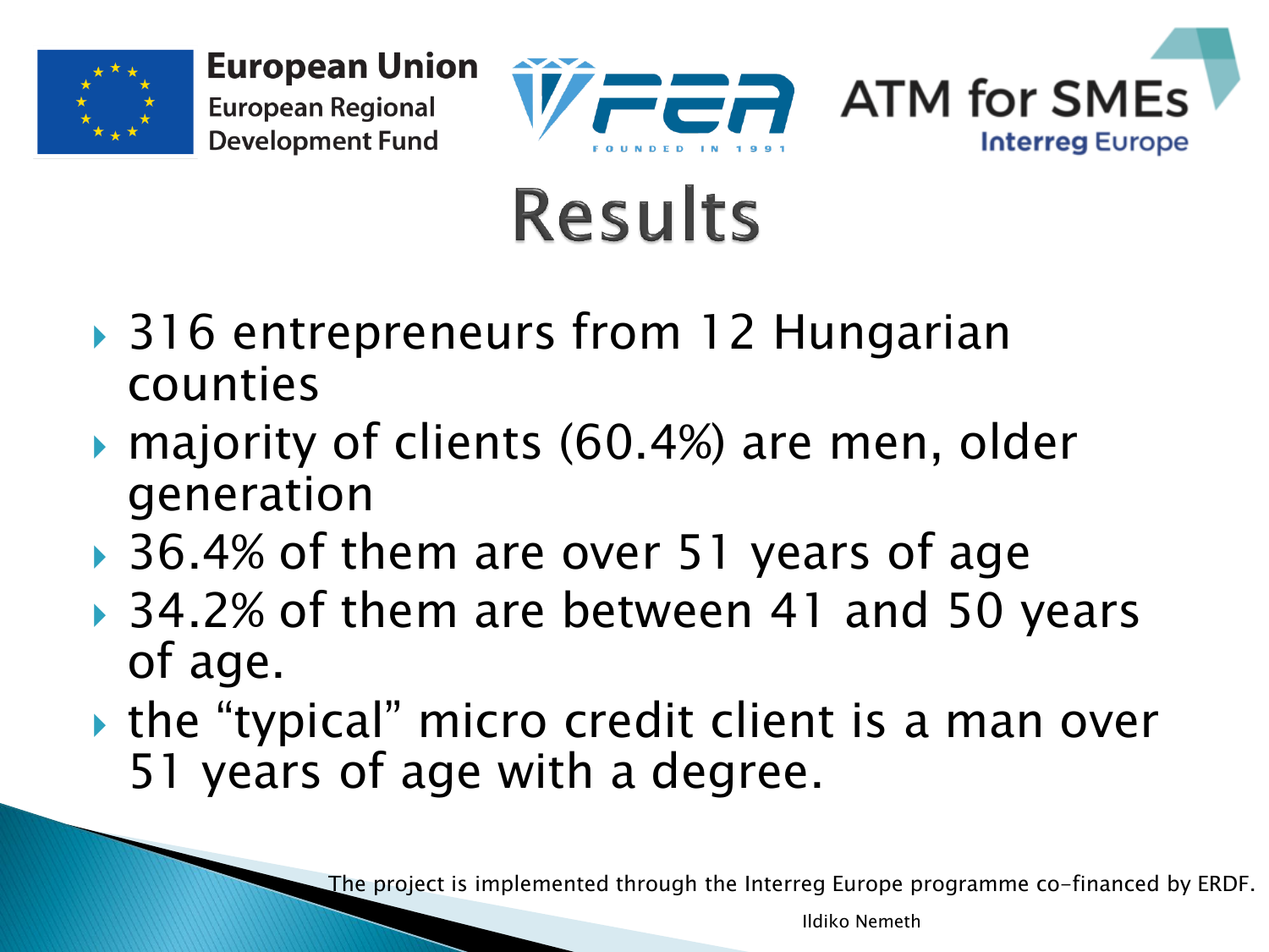# Results

- 316 entrepreneurs from 12 Hungarian counties
- majority of clients (60.4%) are men, older generation
- 36.4% of them are over 51 years of age
- 34.2% of them are between 41 and 50 years of age.
- the "typical" micro credit client is a man over 51 years of age with a degree.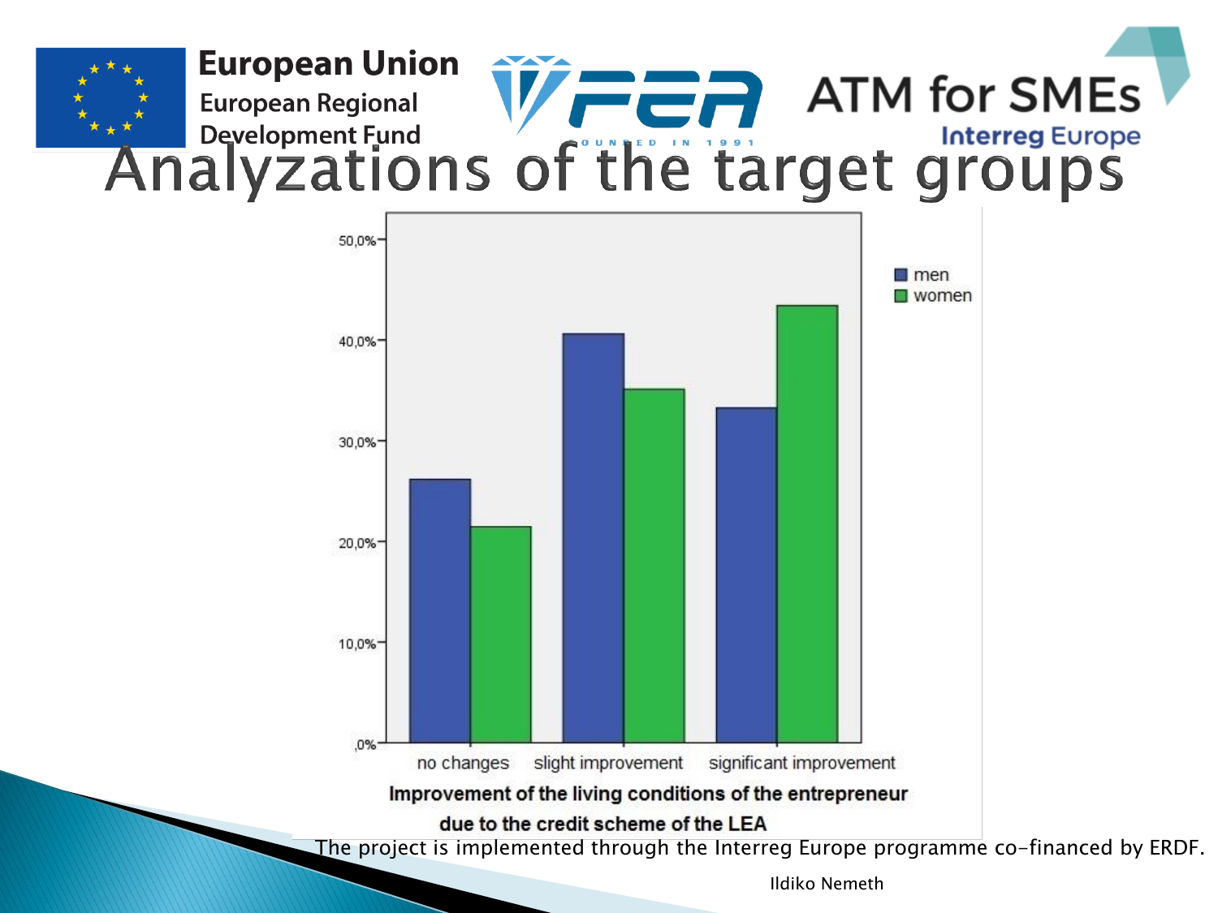# Analyzations of the target groups

| Improvement of the living conditions of the entrepreneur due to the credit scheme of the LEA | men | women |
| --- | --- | --- |
| no changes | | |
| slight improvement | | |
| significant improvement | | |

The project is implemented through the Interreg Europe programme co-financed by ERDF.

Ildiko Nemeth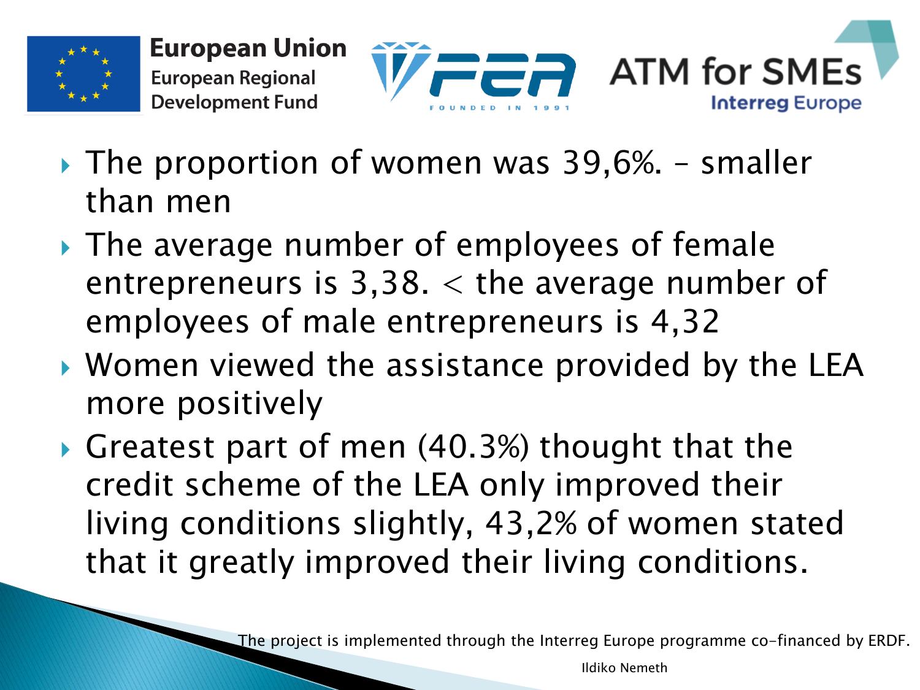- The proportion of women was 39,6%. – smaller than men
- The average number of employees of female entrepreneurs is 3,38. < the average number of employees of male entrepreneurs is 4,32
- Women viewed the assistance provided by the LEA more positively
- Greatest part of men (40.3%) thought that the credit scheme of the LEA only improved their living conditions slightly, 43,2% of women stated that it greatly improved their living conditions.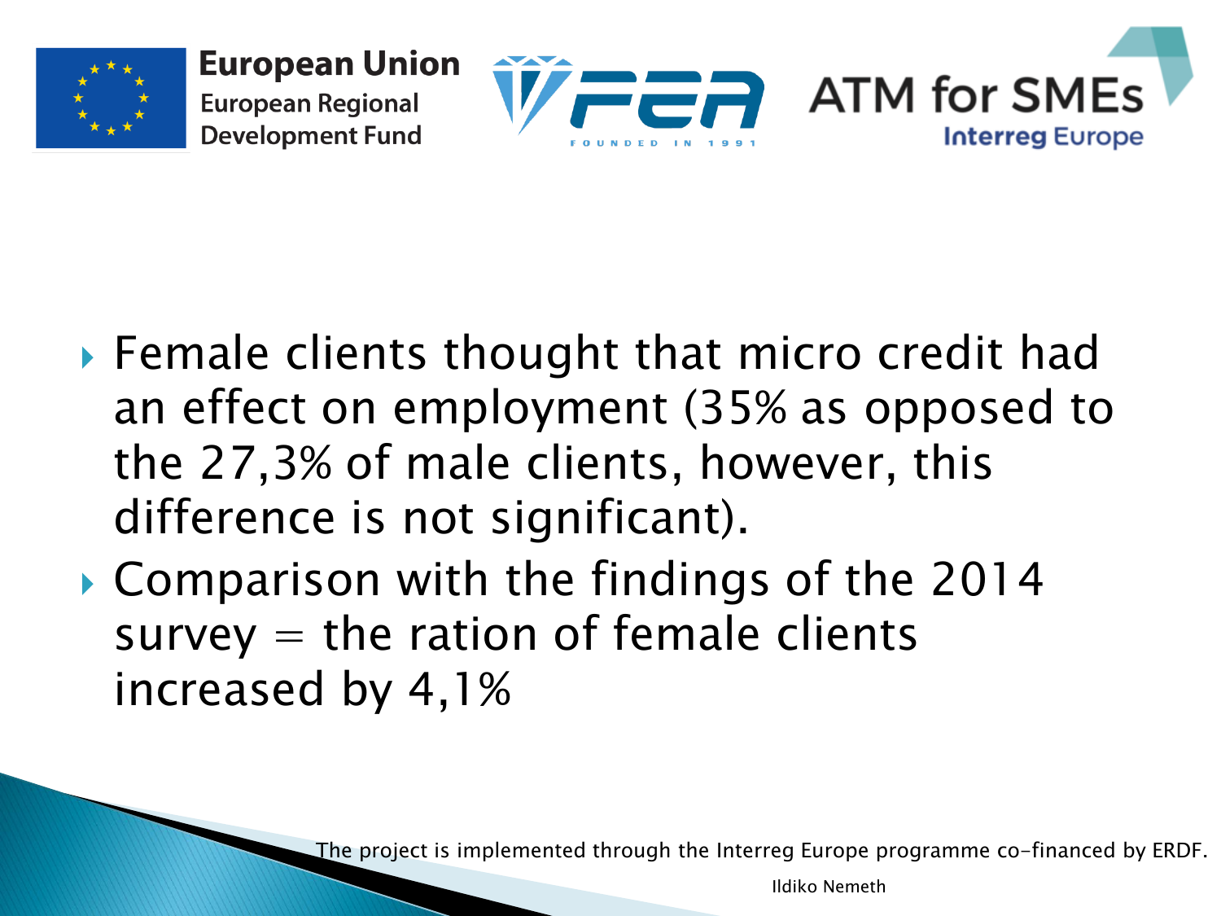- Female clients thought that micro credit had an effect on employment (35% as opposed to the 27,3% of male clients, however, this difference is not significant).
- Comparison with the findings of the 2014 survey = the ration of female clients increased by 4,1%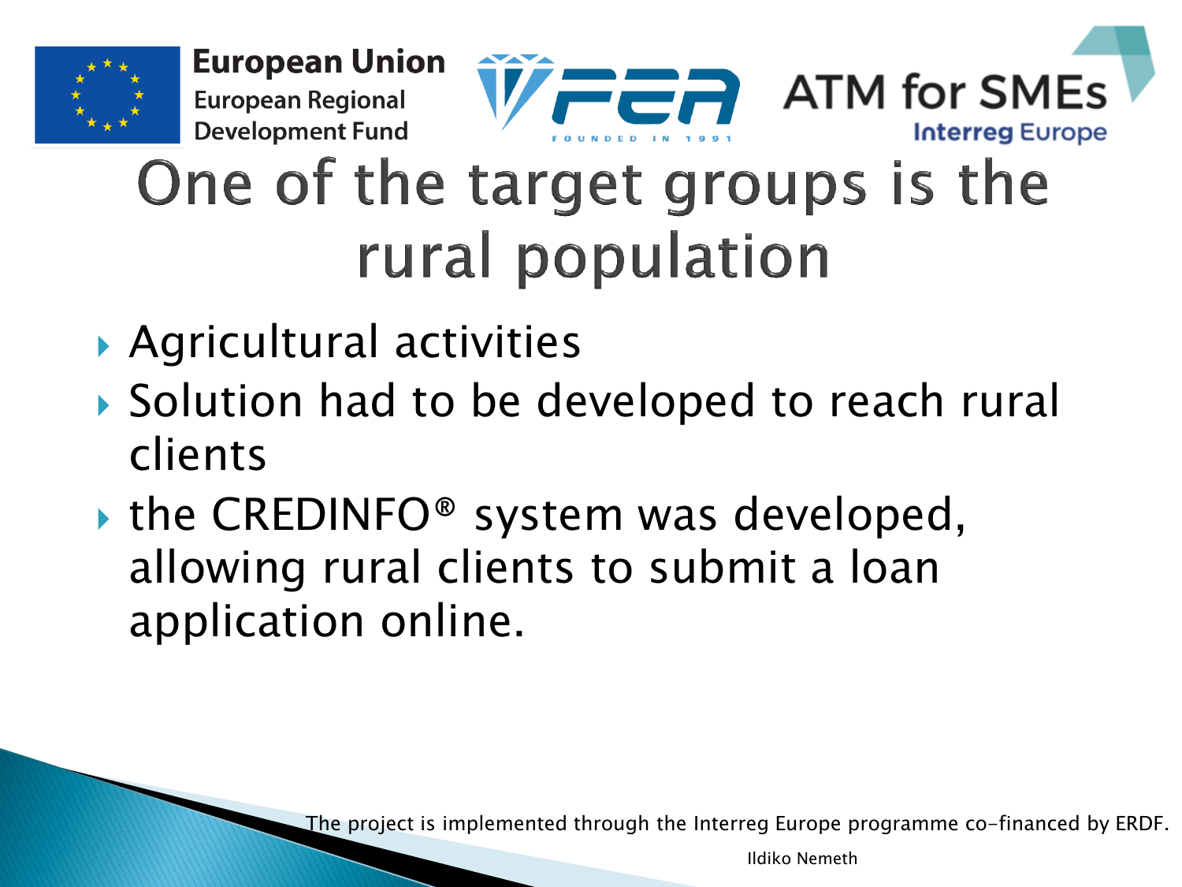# One of the target groups is the rural population

- Agricultural activities
- Solution had to be developed to reach rural clients
- the CREDINFO® system was developed, allowing rural clients to submit a loan application online.

The project is implemented through the Interreg Europe programme co-financed by ERDF.

Ildiko Nemeth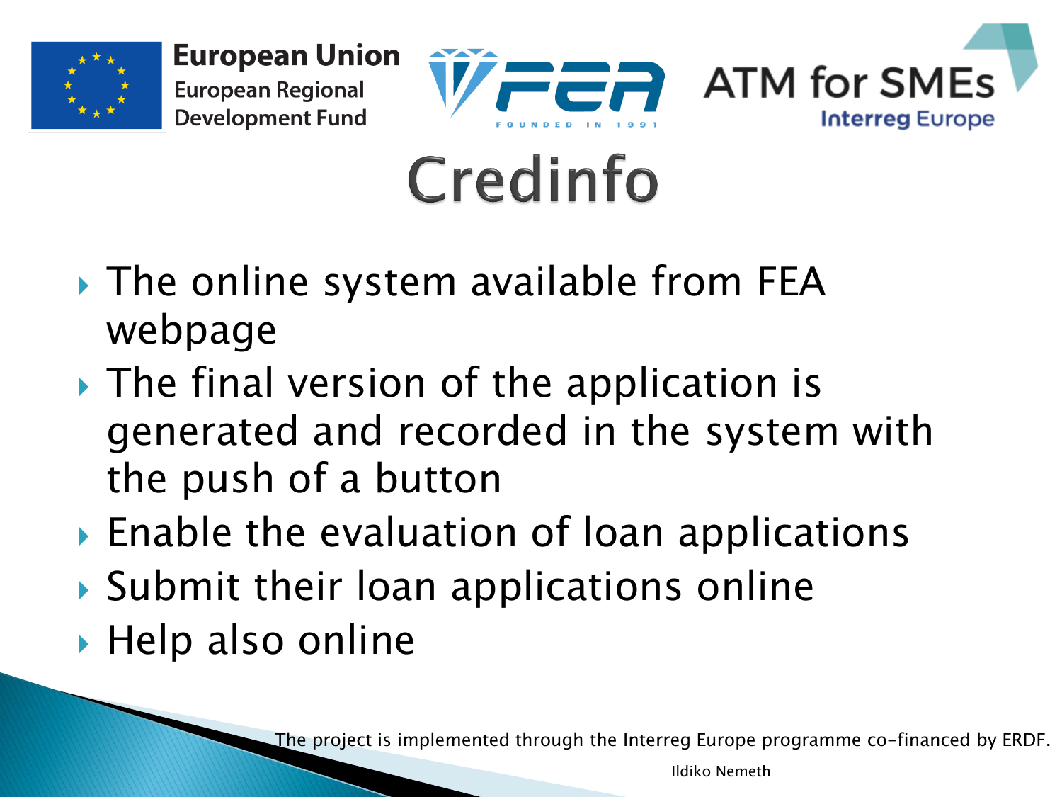European Union
European Regional Development Fund

FEA
FOUNDED IN 1991

ATM for SMEs
Interreg Europe

# Credinfo

- The online system available from FEA webpage
- The final version of the application is generated and recorded in the system with the push of a button
- Enable the evaluation of loan applications
- Submit their loan applications online
- Help also online

The project is implemented through the Interreg Europe programme co-financed by ERDF.

Ildiko Nemeth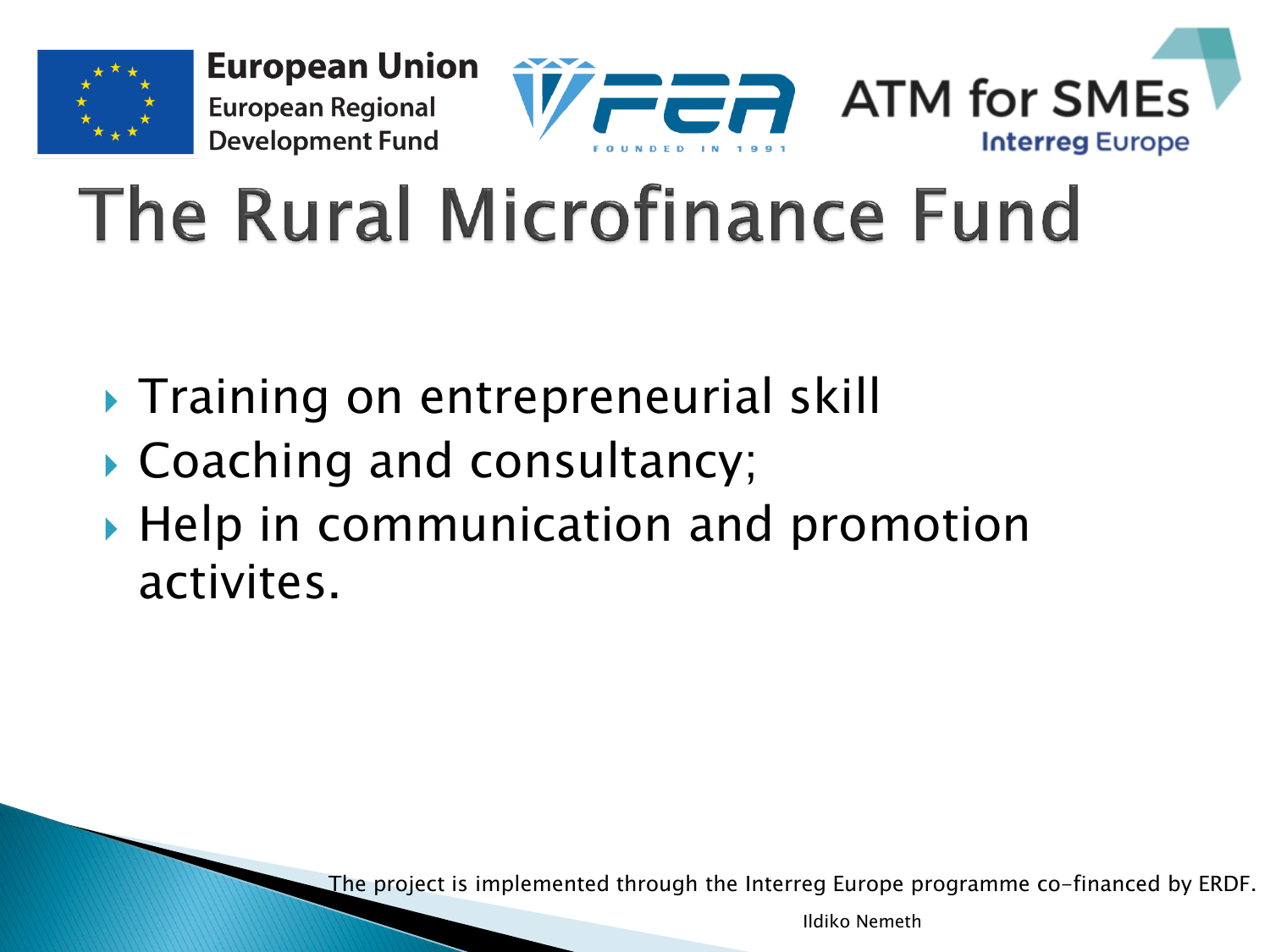# The Rural Microfinance Fund

- Training on entrepreneurial skill
- Coaching and consultancy;
- Help in communication and promotion activites.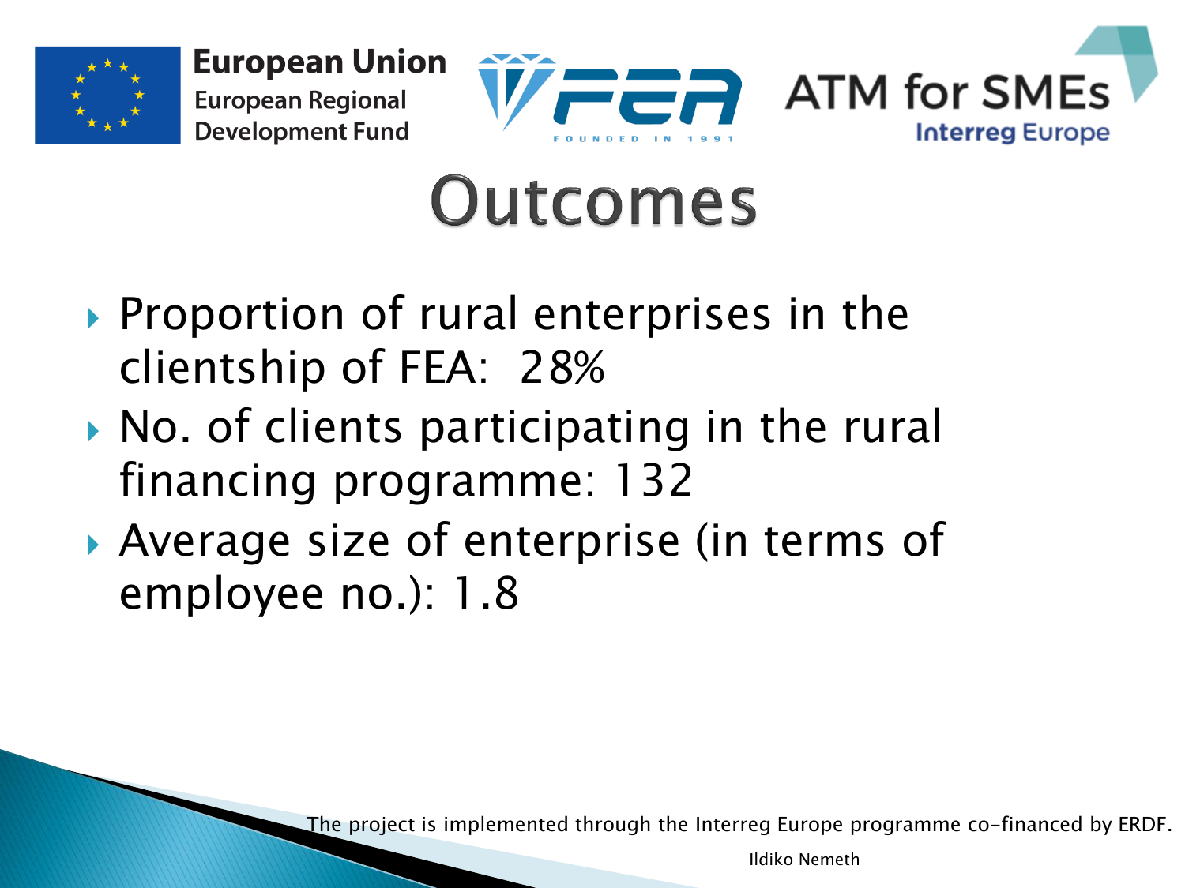European Union
European Regional Development Fund

FEA FOUNDED IN 1991

ATM for SMEs
Interreg Europe

# Outcomes

- Proportion of rural enterprises in the clientship of FEA:  28%
- No. of clients participating in the rural financing programme: 132
- Average size of enterprise (in terms of employee no.): 1.8

The project is implemented through the Interreg Europe programme co-financed by ERDF.

Ildiko Nemeth